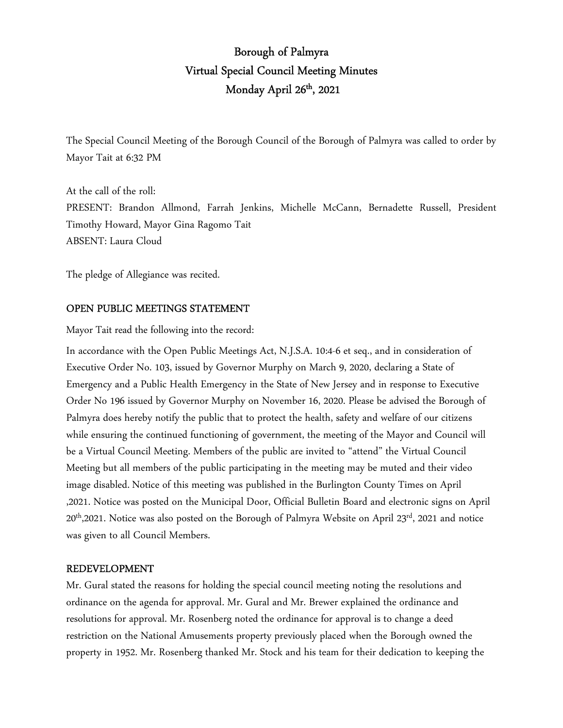# Borough of Palmyra
## Virtual Special Council Meeting Minutes
## Monday April 26th, 2021

The Special Council Meeting of the Borough Council of the Borough of Palmyra was called to order by Mayor Tait at 6:32 PM

At the call of the roll:
PRESENT: Brandon Allmond, Farrah Jenkins, Michelle McCann, Bernadette Russell, President Timothy Howard, Mayor Gina Ragomo Tait
ABSENT: Laura Cloud

The pledge of Allegiance was recited.

**OPEN PUBLIC MEETINGS STATEMENT**

Mayor Tait read the following into the record:

In accordance with the Open Public Meetings Act, N.J.S.A. 10:4-6 et seq., and in consideration of Executive Order No. 103, issued by Governor Murphy on March 9, 2020, declaring a State of Emergency and a Public Health Emergency in the State of New Jersey and in response to Executive Order No 196 issued by Governor Murphy on November 16, 2020. Please be advised the Borough of Palmyra does hereby notify the public that to protect the health, safety and welfare of our citizens while ensuring the continued functioning of government, the meeting of the Mayor and Council will be a Virtual Council Meeting. Members of the public are invited to "attend" the Virtual Council Meeting but all members of the public participating in the meeting may be muted and their video image disabled. Notice of this meeting was published in the Burlington County Times on April ,2021. Notice was posted on the Municipal Door, Official Bulletin Board and electronic signs on April 20th,2021. Notice was also posted on the Borough of Palmyra Website on April 23rd, 2021 and notice was given to all Council Members.

**REDEVELOPMENT**

Mr. Gural stated the reasons for holding the special council meeting noting the resolutions and ordinance on the agenda for approval. Mr. Gural and Mr. Brewer explained the ordinance and resolutions for approval. Mr. Rosenberg noted the ordinance for approval is to change a deed restriction on the National Amusements property previously placed when the Borough owned the property in 1952. Mr. Rosenberg thanked Mr. Stock and his team for their dedication to keeping the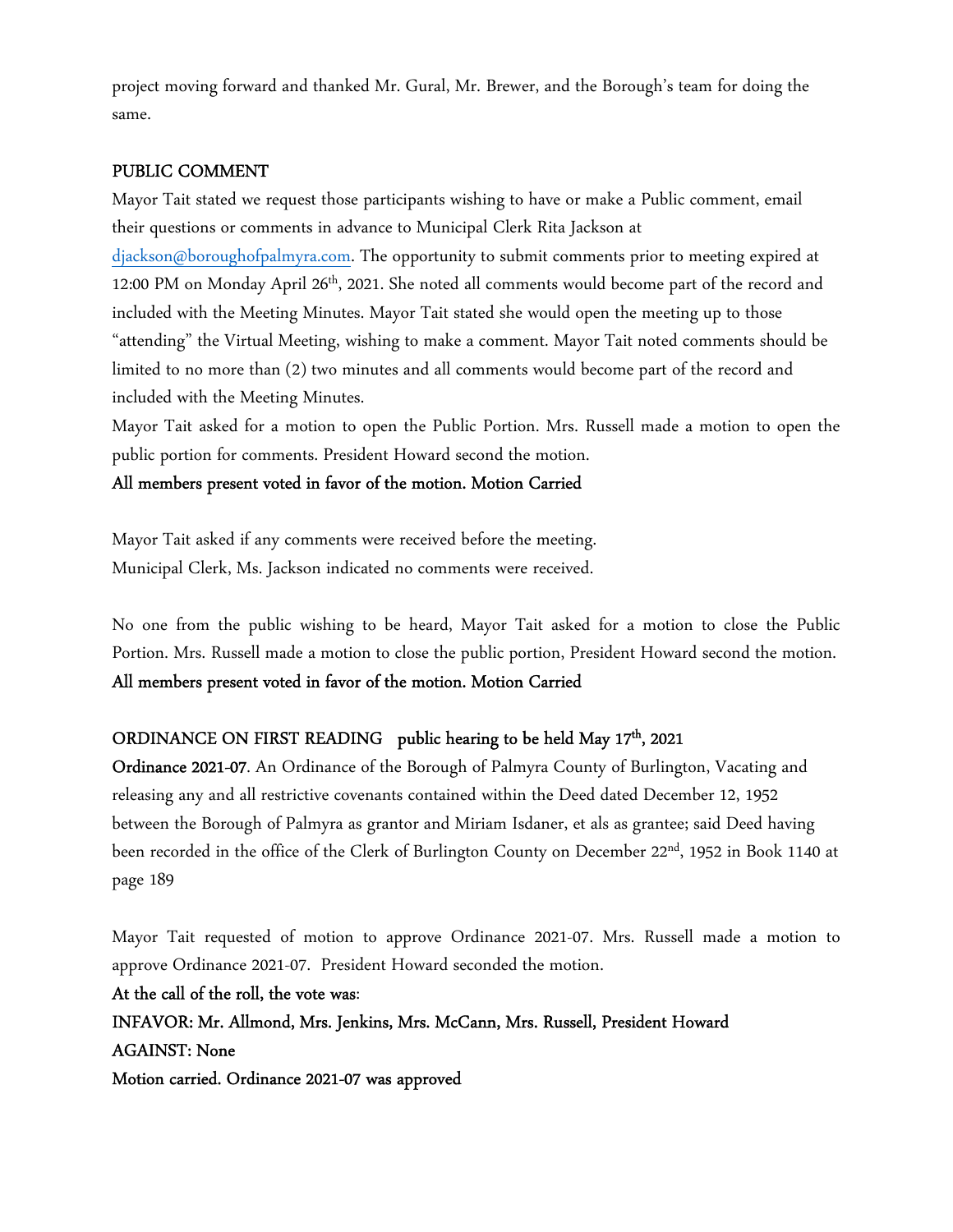project moving forward and thanked Mr. Gural, Mr. Brewer, and the Borough's team for doing the same.

## PUBLIC COMMENT

Mayor Tait stated we request those participants wishing to have or make a Public comment, email their questions or comments in advance to Municipal Clerk Rita Jackson at djackson@boroughofpalmyra.com. The opportunity to submit comments prior to meeting expired at 12:00 PM on Monday April 26th, 2021. She noted all comments would become part of the record and included with the Meeting Minutes. Mayor Tait stated she would open the meeting up to those "attending" the Virtual Meeting, wishing to make a comment. Mayor Tait noted comments should be limited to no more than (2) two minutes and all comments would become part of the record and included with the Meeting Minutes.

Mayor Tait asked for a motion to open the Public Portion. Mrs. Russell made a motion to open the public portion for comments. President Howard second the motion.

**All members present voted in favor of the motion. Motion Carried**

Mayor Tait asked if any comments were received before the meeting.
Municipal Clerk, Ms. Jackson indicated no comments were received.

No one from the public wishing to be heard, Mayor Tait asked for a motion to close the Public Portion. Mrs. Russell made a motion to close the public portion, President Howard second the motion.

**All members present voted in favor of the motion. Motion Carried**

## ORDINANCE ON FIRST READING public hearing to be held May 17th, 2021

**Ordinance 2021-07**. An Ordinance of the Borough of Palmyra County of Burlington, Vacating and releasing any and all restrictive covenants contained within the Deed dated December 12, 1952 between the Borough of Palmyra as grantor and Miriam Isdaner, et als as grantee; said Deed having been recorded in the office of the Clerk of Burlington County on December 22nd, 1952 in Book 1140 at page 189

Mayor Tait requested of motion to approve Ordinance 2021-07. Mrs. Russell made a motion to approve Ordinance 2021-07. President Howard seconded the motion.

**At the call of the roll, the vote was**:

**INFAVOR: Mr. Allmond, Mrs. Jenkins, Mrs. McCann, Mrs. Russell, President Howard**

**AGAINST: None**

**Motion carried. Ordinance 2021-07 was approved**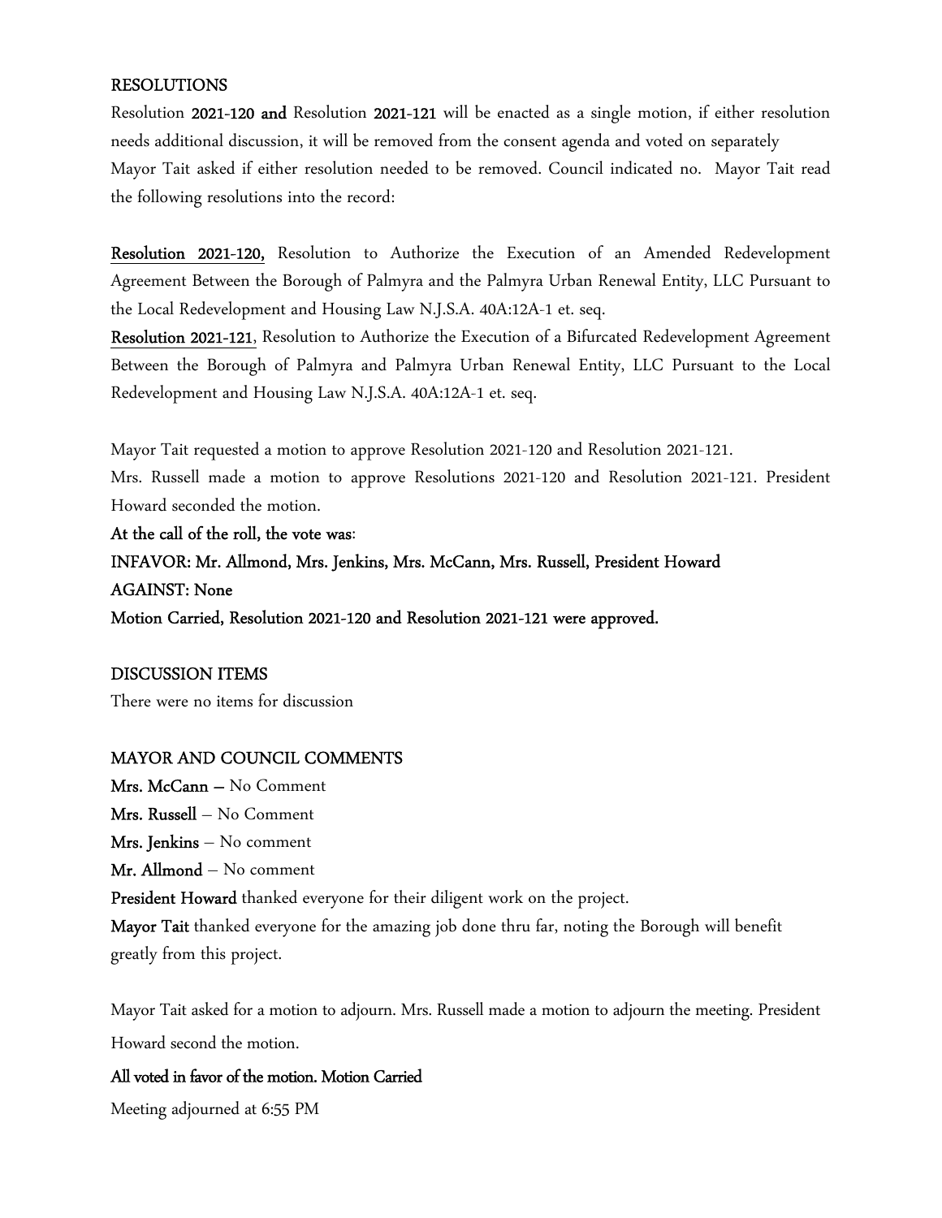## RESOLUTIONS

Resolution **2021-120 and** Resolution **2021-121** will be enacted as a single motion, if either resolution needs additional discussion, it will be removed from the consent agenda and voted on separately

Mayor Tait asked if either resolution needed to be removed. Council indicated no. Mayor Tait read the following resolutions into the record:

**Resolution 2021-120,** Resolution to Authorize the Execution of an Amended Redevelopment Agreement Between the Borough of Palmyra and the Palmyra Urban Renewal Entity, LLC Pursuant to the Local Redevelopment and Housing Law N.J.S.A. 40A:12A-1 et. seq.

**Resolution 2021-121**, Resolution to Authorize the Execution of a Bifurcated Redevelopment Agreement Between the Borough of Palmyra and Palmyra Urban Renewal Entity, LLC Pursuant to the Local Redevelopment and Housing Law N.J.S.A. 40A:12A-1 et. seq.

Mayor Tait requested a motion to approve Resolution 2021-120 and Resolution 2021-121.

Mrs. Russell made a motion to approve Resolutions 2021-120 and Resolution 2021-121. President Howard seconded the motion.

**At the call of the roll, the vote was**:

**INFAVOR: Mr. Allmond, Mrs. Jenkins, Mrs. McCann, Mrs. Russell, President Howard**

**AGAINST: None**

**Motion Carried, Resolution 2021-120 and Resolution 2021-121 were approved.**

## DISCUSSION ITEMS

There were no items for discussion

## MAYOR AND COUNCIL COMMENTS

**Mrs. McCann** – No Comment

**Mrs. Russell** – No Comment

**Mrs. Jenkins** – No comment

**Mr. Allmond** – No comment

**President Howard** thanked everyone for their diligent work on the project.

**Mayor Tait** thanked everyone for the amazing job done thru far, noting the Borough will benefit greatly from this project.

Mayor Tait asked for a motion to adjourn. Mrs. Russell made a motion to adjourn the meeting. President Howard second the motion.

**All voted in favor of the motion. Motion Carried**

Meeting adjourned at 6:55 PM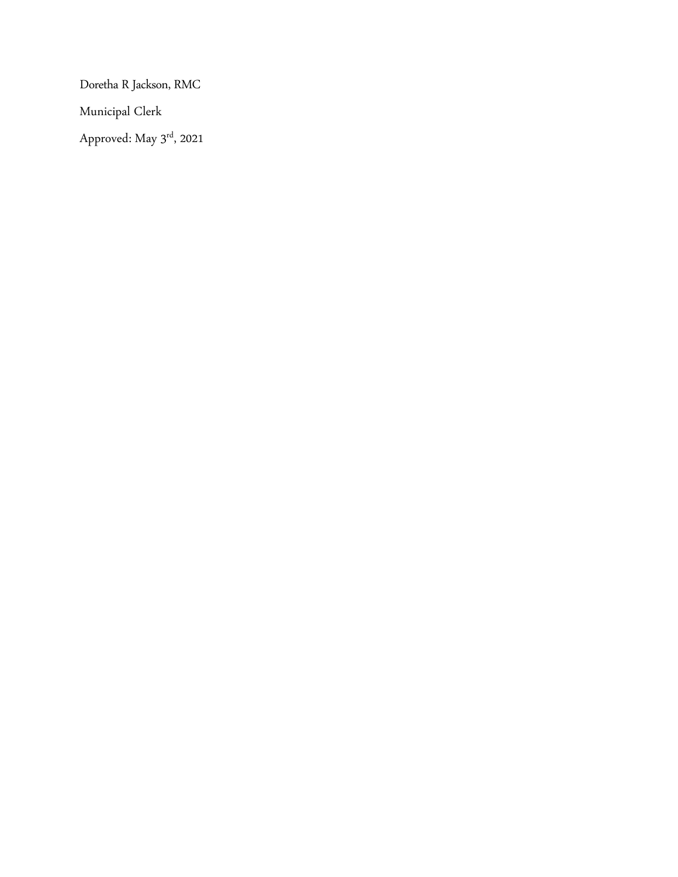Doretha R Jackson, RMC

Municipal Clerk

Approved: May 3rd, 2021